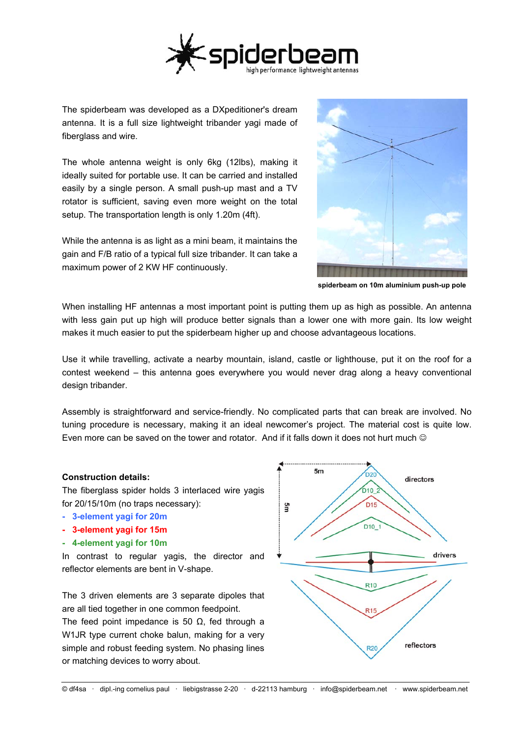The spiderbeam was developed as a DXpeditioner's dream antenna. It is a full size lightweight tribander yagi made of fiberglass and wire.

The whole antenna weight is only 6kg (12lbs), making it ideally suited for portable use. It can be carried and installed easily by a single person. A small push-up mast and a TV rotator is sufficient, saving even more weight on the total setup. The transportation length is only 1.20m (4ft).

While the antenna is as light as a mini beam, it maintains the gain and F/B ratio of a typical full size tribander. It can take a maximum power of 2 KW HF continuously.

**spiderbeam on 10m aluminium push-up pole**

When installing HF antennas a most important point is putting them up as high as possible. An antenna with less gain put up high will produce better signals than a lower one with more gain. Its low weight makes it much easier to put the spiderbeam higher up and choose advantageous locations.

Use it while travelling, activate a nearby mountain, island, castle or lighthouse, put it on the roof for a contest weekend – this antenna goes everywhere you would never drag along a heavy conventional design tribander.

Assembly is straightforward and service-friendly. No complicated parts that can break are involved. No tuning procedure is necessary, making it an ideal newcomer's project. The material cost is quite low. Even more can be saved on the tower and rotator. And if it falls down it does not hurt much ☺

**Construction details:**

The fiberglass spider holds 3 interlaced wire yagis for 20/15/10m (no traps necessary):

- **3-element yagi for 20m**
- **3-element yagi for 15m**
- **4-element yagi for 10m**

In contrast to regular yagis, the director and reflector elements are bent in V-shape.

The 3 driven elements are 3 separate dipoles that are all tied together in one common feedpoint.
The feed point impedance is 50 Ω, fed through a W1JR type current choke balun, making for a very simple and robust feeding system. No phasing lines or matching devices to worry about.

5m | 5m | D20 | D10_2 | D15 | D10_1 | directors | drivers | R10 | R15 | R20 | reflectors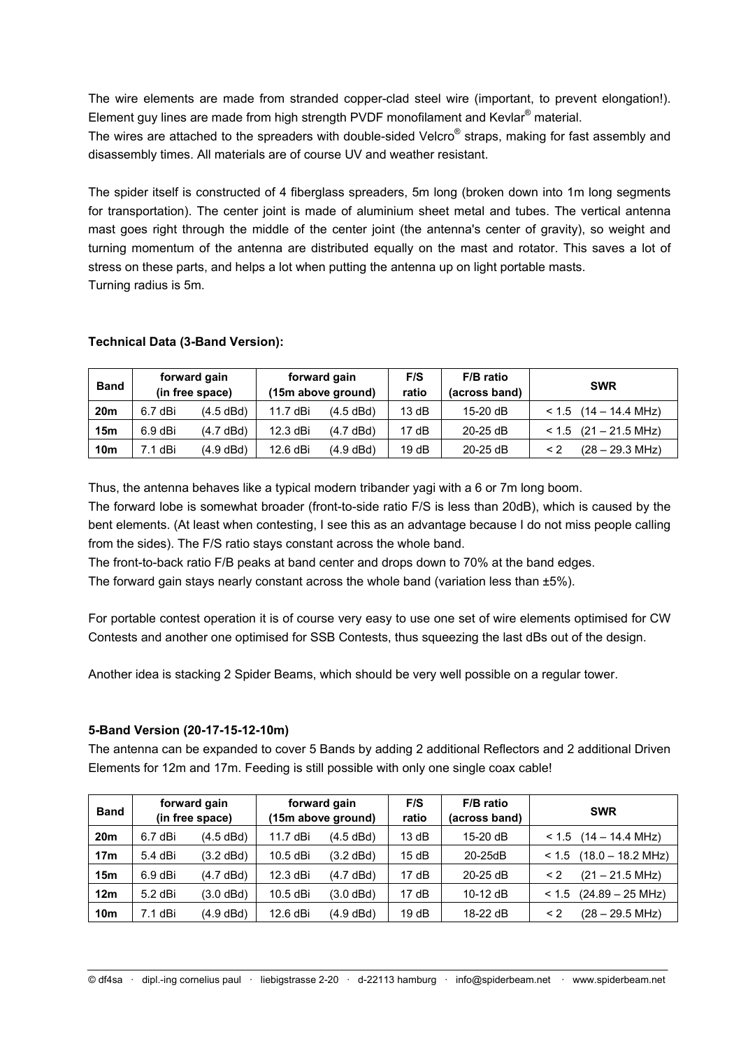The wire elements are made from stranded copper-clad steel wire (important, to prevent elongation!). Element guy lines are made from high strength PVDF monofilament and Kevlar® material.
The wires are attached to the spreaders with double-sided Velcro® straps, making for fast assembly and disassembly times. All materials are of course UV and weather resistant.

The spider itself is constructed of 4 fiberglass spreaders, 5m long (broken down into 1m long segments for transportation). The center joint is made of aluminium sheet metal and tubes. The vertical antenna mast goes right through the middle of the center joint (the antenna's center of gravity), so weight and turning momentum of the antenna are distributed equally on the mast and rotator. This saves a lot of stress on these parts, and helps a lot when putting the antenna up on light portable masts.
Turning radius is 5m.

**Technical Data (3-Band Version):**

| Band | forward gain (in free space) | | forward gain (15m above ground) | | F/S ratio | F/B ratio (across band) | SWR | |
|---|---|---|---|---|---|---|---|---|
| **20m** | 6.7 dBi | (4.5 dBd) | 11.7 dBi | (4.5 dBd) | 13 dB | 15-20 dB | < 1.5 | (14 – 14.4 MHz) |
| **15m** | 6.9 dBi | (4.7 dBd) | 12.3 dBi | (4.7 dBd) | 17 dB | 20-25 dB | < 1.5 | (21 – 21.5 MHz) |
| **10m** | 7.1 dBi | (4.9 dBd) | 12.6 dBi | (4.9 dBd) | 19 dB | 20-25 dB | < 2 | (28 – 29.3 MHz) |

Thus, the antenna behaves like a typical modern tribander yagi with a 6 or 7m long boom.
The forward lobe is somewhat broader (front-to-side ratio F/S is less than 20dB), which is caused by the bent elements. (At least when contesting, I see this as an advantage because I do not miss people calling from the sides). The F/S ratio stays constant across the whole band.
The front-to-back ratio F/B peaks at band center and drops down to 70% at the band edges.
The forward gain stays nearly constant across the whole band (variation less than ±5%).

For portable contest operation it is of course very easy to use one set of wire elements optimised for CW Contests and another one optimised for SSB Contests, thus squeezing the last dBs out of the design.

Another idea is stacking 2 Spider Beams, which should be very well possible on a regular tower.

**5-Band Version (20-17-15-12-10m)**

The antenna can be expanded to cover 5 Bands by adding 2 additional Reflectors and 2 additional Driven Elements for 12m and 17m. Feeding is still possible with only one single coax cable!

| Band | forward gain (in free space) | | forward gain (15m above ground) | | F/S ratio | F/B ratio (across band) | SWR | |
|---|---|---|---|---|---|---|---|---|
| **20m** | 6.7 dBi | (4.5 dBd) | 11.7 dBi | (4.5 dBd) | 13 dB | 15-20 dB | < 1.5 | (14 – 14.4 MHz) |
| **17m** | 5.4 dBi | (3.2 dBd) | 10.5 dBi | (3.2 dBd) | 15 dB | 20-25dB | < 1.5 | (18.0 – 18.2 MHz) |
| **15m** | 6.9 dBi | (4.7 dBd) | 12.3 dBi | (4.7 dBd) | 17 dB | 20-25 dB | < 2 | (21 – 21.5 MHz) |
| **12m** | 5.2 dBi | (3.0 dBd) | 10.5 dBi | (3.0 dBd) | 17 dB | 10-12 dB | < 1.5 | (24.89 – 25 MHz) |
| **10m** | 7.1 dBi | (4.9 dBd) | 12.6 dBi | (4.9 dBd) | 19 dB | 18-22 dB | < 2 | (28 – 29.5 MHz) |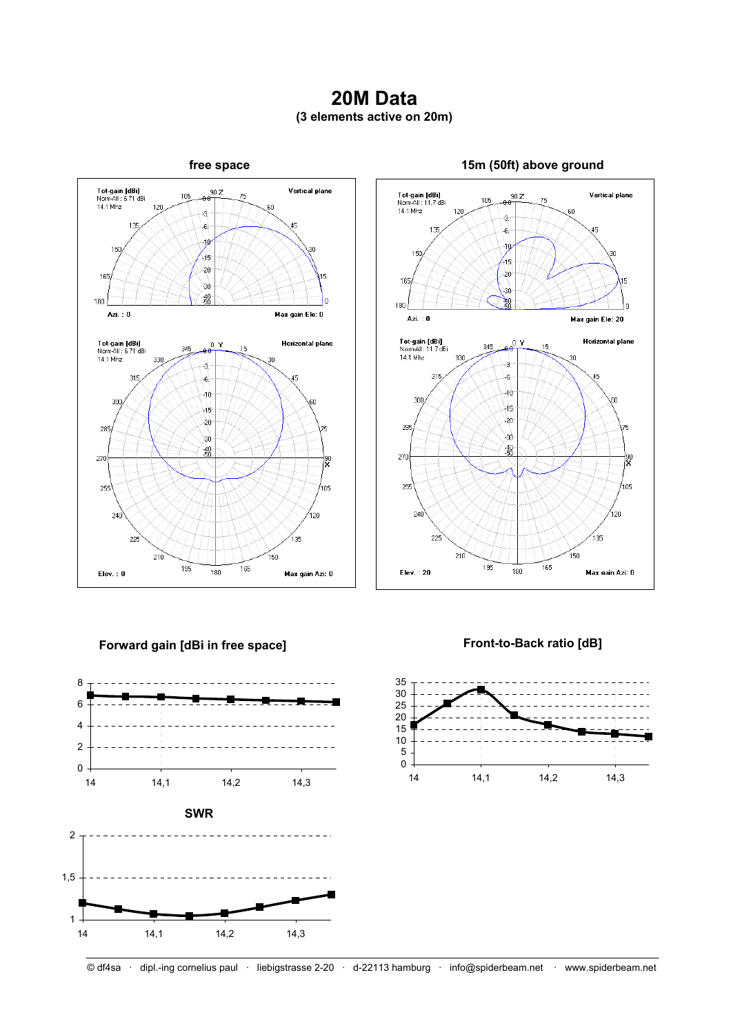# 20M Data

**(3 elements active on 20m)**

**free space**

**15m (50ft) above ground**

**Forward gain [dBi in free space]**

**Front-to-Back ratio [dB]**

**SWR**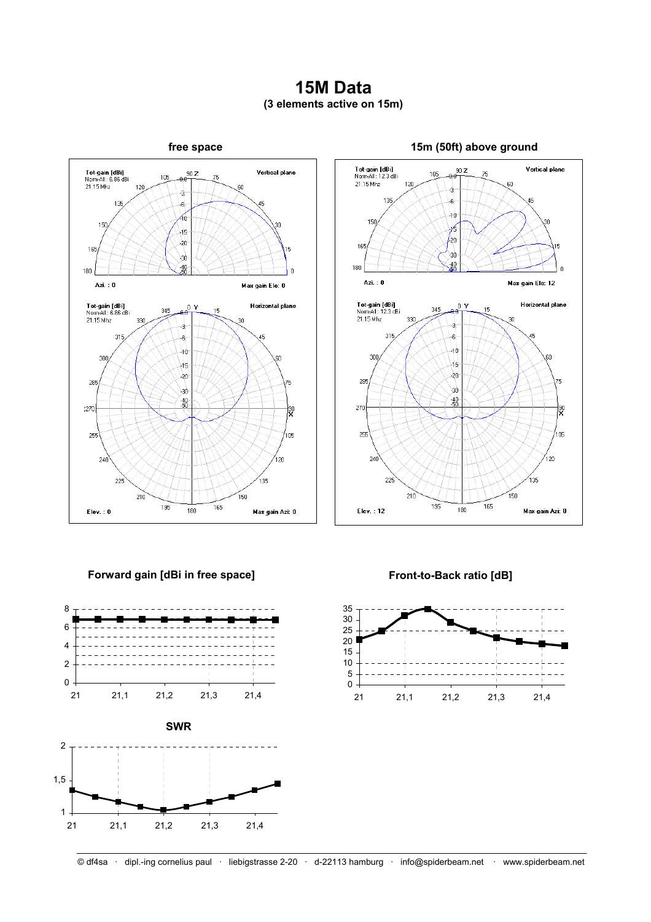# 15M Data

**(3 elements active on 15m)**

**free space**

Tot-gain [dBi]
Norm-All : 6.86 dBi
21.15 Mhz

Vertical plane

Azi. : 0

Max gain Ele: 0

Tot-gain [dBi]
Norm-All : 6.86 dBi
21.15 Mhz

Horizontal plane

Elev. : 0

Max gain Azi: 0

**15m (50ft) above ground**

Tot-gain [dBi]
Norm-All : 12.3 dBi
21.15 Mhz

Vertical plane

Azi. : 0

Max gain Ele: 12

Tot-gain [dBi]
Norm-All : 12.3 dBi
21.15 Mhz

Horizontal plane

Elev. : 12

Max gain Azi: 0

**Forward gain [dBi in free space]**

**Front-to-Back ratio [dB]**

**SWR**

© df4sa · dipl.-ing cornelius paul · liebigstrasse 2-20 · d-22113 hamburg · info@spiderbeam.net · www.spiderbeam.net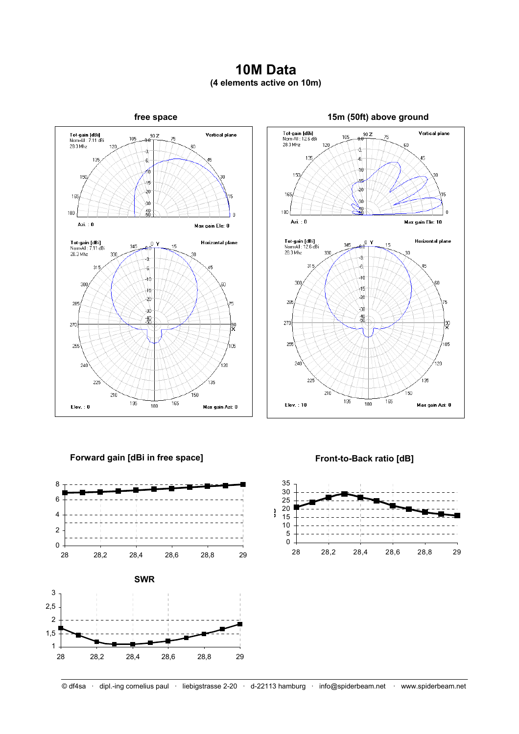# 10M Data

**(4 elements active on 10m)**

**free space**

**15m (50ft) above ground**

**Forward gain [dBi in free space]**

**Front-to-Back ratio [dB]**

**SWR**

© df4sa · dipl.-ing cornelius paul · liebigstrasse 2-20 · d-22113 hamburg · info@spiderbeam.net · www.spiderbeam.net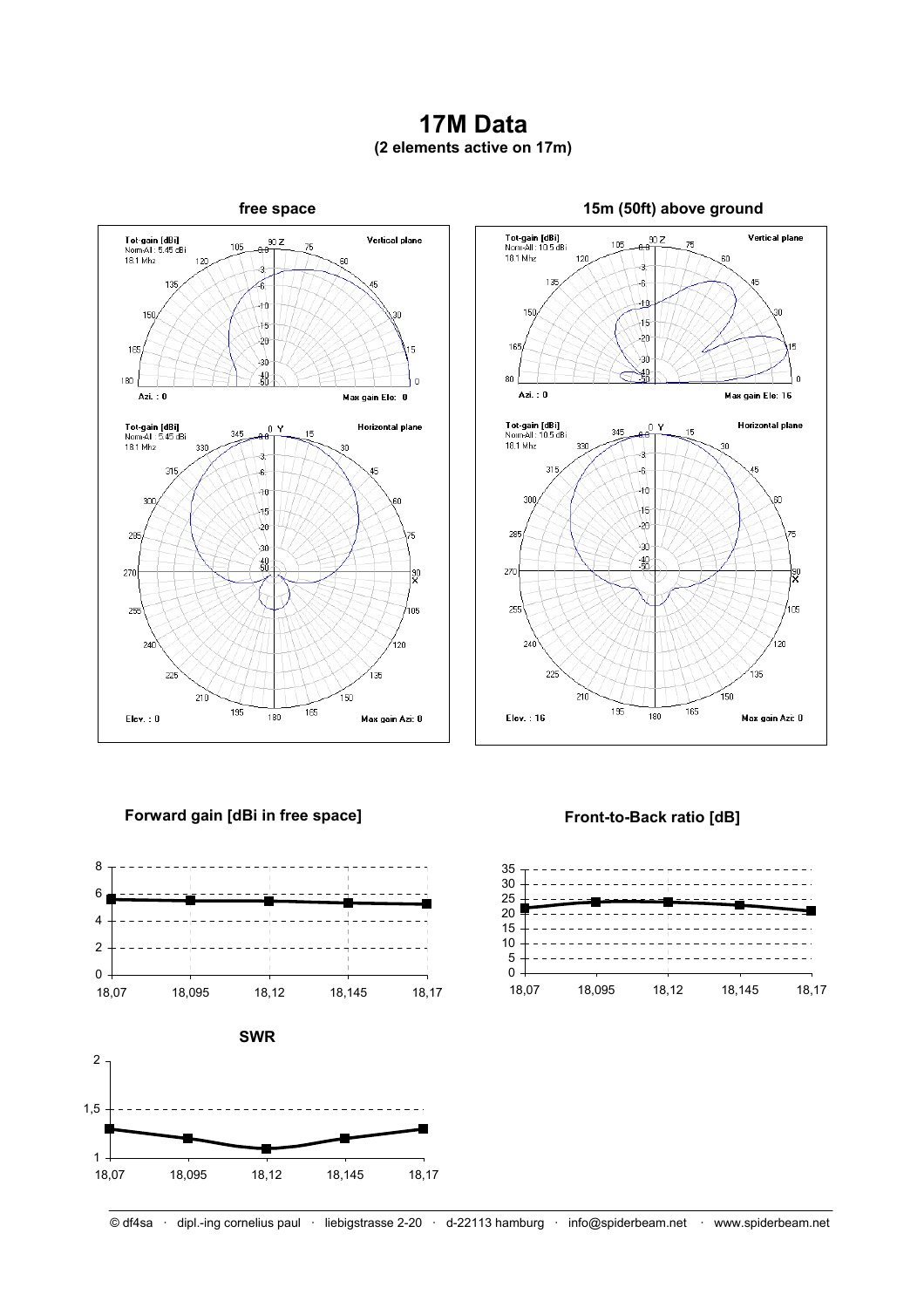# 17M Data

**(2 elements active on 17m)**

**free space**

**15m (50ft) above ground**

**Forward gain [dBi in free space]**

**Front-to-Back ratio [dB]**

**SWR**

© df4sa · dipl.-ing cornelius paul · liebigstrasse 2-20 · d-22113 hamburg · info@spiderbeam.net · www.spiderbeam.net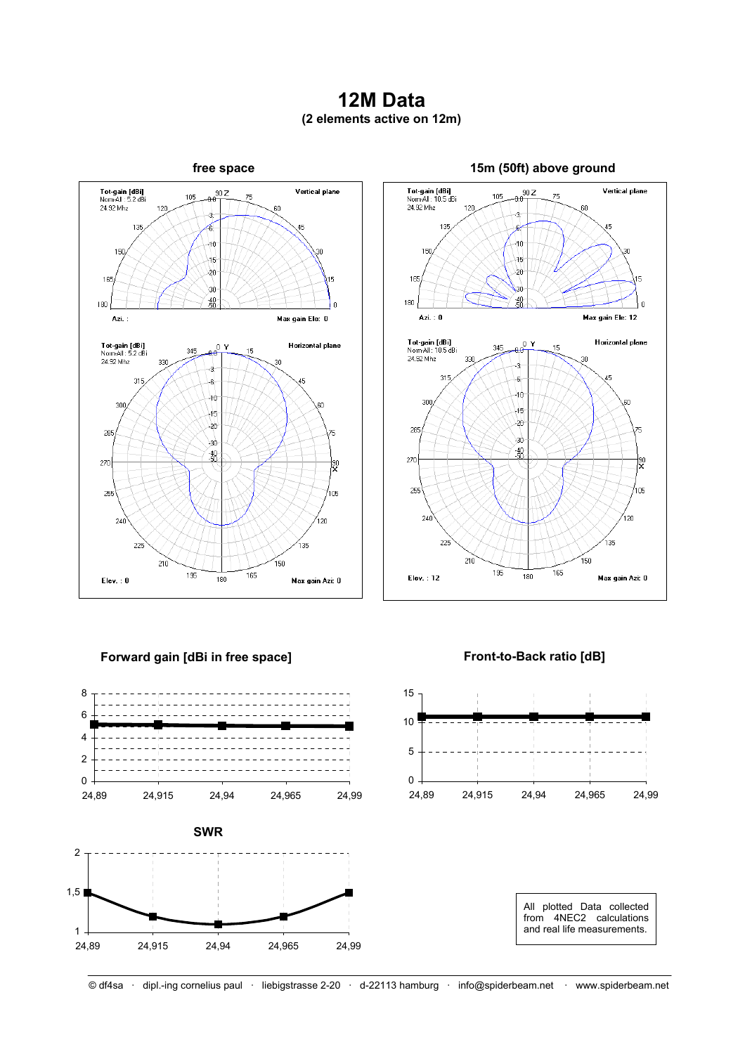# 12M Data

**(2 elements active on 12m)**

**free space**

Tot-gain [dBi]
Norm-All : 5.2 dBi
24.92 Mhz

Vertical plane

Azi. :

Max gain Ele: 0

Tot-gain [dBi]
Norm-All : 5.2 dBi
24.92 Mhz

Horizontal plane

Elev. : 0

Max gain Azi: 0

**15m (50ft) above ground**

Tot-gain [dBi]
Norm-All : 10.5 dBi
24.92 Mhz

Vertical plane

Azi. : 0

Max gain Ele: 12

Tot-gain [dBi]
Norm-All : 10.5 dBi
24.92 Mhz

Horizontal plane

Elev. : 12

Max gain Azi: 0

**Forward gain [dBi in free space]**

8
6
4
2
0

24,89 24,915 24,94 24,965 24,99

**Front-to-Back ratio [dB]**

15
10
5
0

24,89 24,915 24,94 24,965 24,99

**SWR**

2
1,5
1

24,89 24,915 24,94 24,965 24,99

All plotted Data collected from 4NEC2 calculations and real life measurements.

© df4sa · dipl.-ing cornelius paul · liebigstrasse 2-20 · d-22113 hamburg · info@spiderbeam.net · www.spiderbeam.net